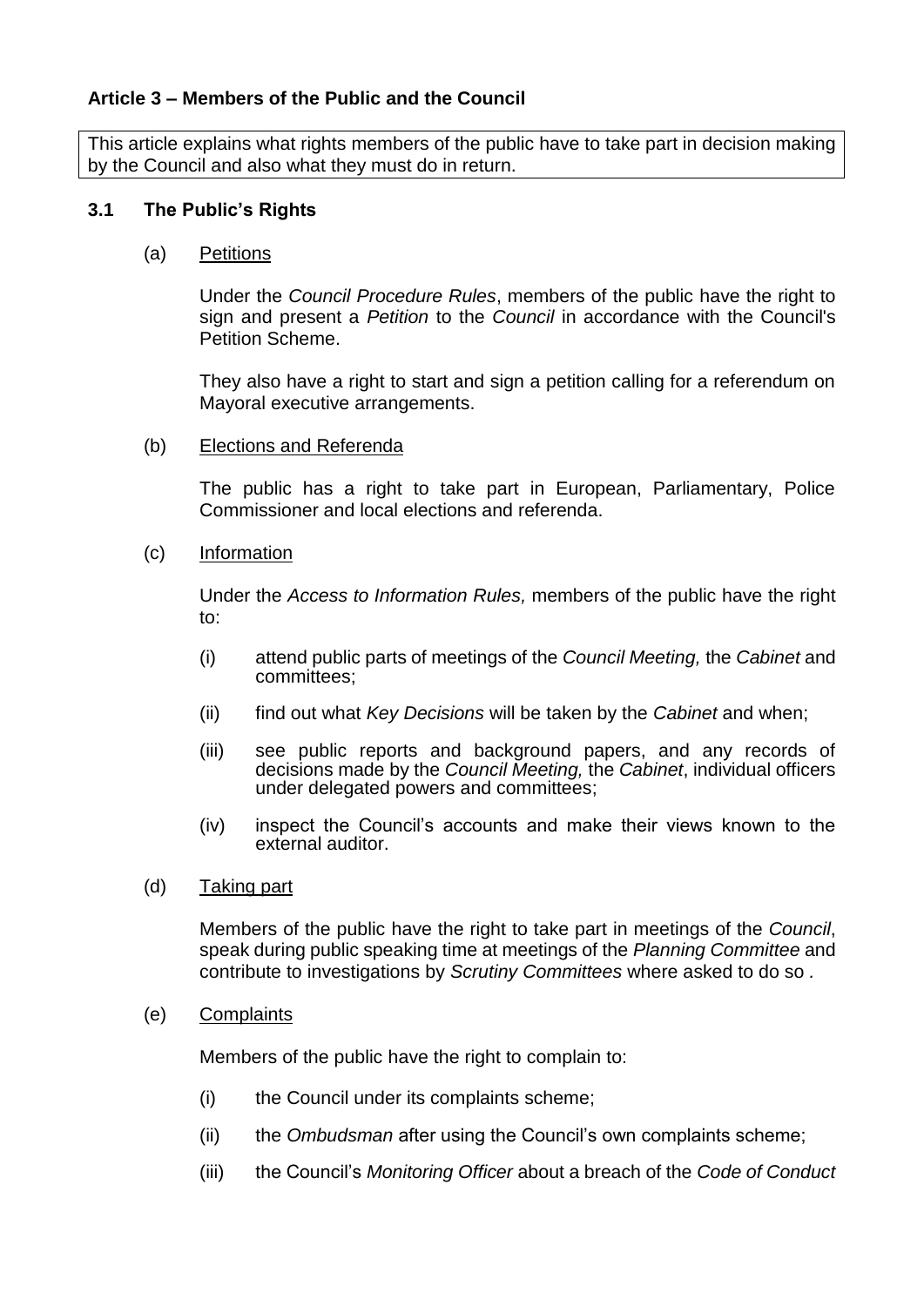## Article 3 – Members of the Public and the Council

This article explains what rights members of the public have to take part in decision making by the Council and also what they must do in return.

### 3.1 The Public's Rights

(a) Petitions

Under the *Council Procedure Rules*, members of the public have the right to sign and present a *Petition* to the *Council* in accordance with the Council's Petition Scheme.

They also have a right to start and sign a petition calling for a referendum on Mayoral executive arrangements.

(b) Elections and Referenda

The public has a right to take part in European, Parliamentary, Police Commissioner and local elections and referenda.

(c) Information

Under the *Access to Information Rules,* members of the public have the right to:

(i) attend public parts of meetings of the *Council Meeting,* the *Cabinet* and committees;

(ii) find out what *Key Decisions* will be taken by the *Cabinet* and when;

(iii) see public reports and background papers, and any records of decisions made by the *Council Meeting,* the *Cabinet*, individual officers under delegated powers and committees;

(iv) inspect the Council's accounts and make their views known to the external auditor.

(d) Taking part

Members of the public have the right to take part in meetings of the *Council*, speak during public speaking time at meetings of the *Planning Committee* and contribute to investigations by *Scrutiny Committees* where asked to do so .

(e) Complaints

Members of the public have the right to complain to:

(i) the Council under its complaints scheme;

(ii) the *Ombudsman* after using the Council's own complaints scheme;

(iii) the Council's *Monitoring Officer* about a breach of the *Code of Conduct*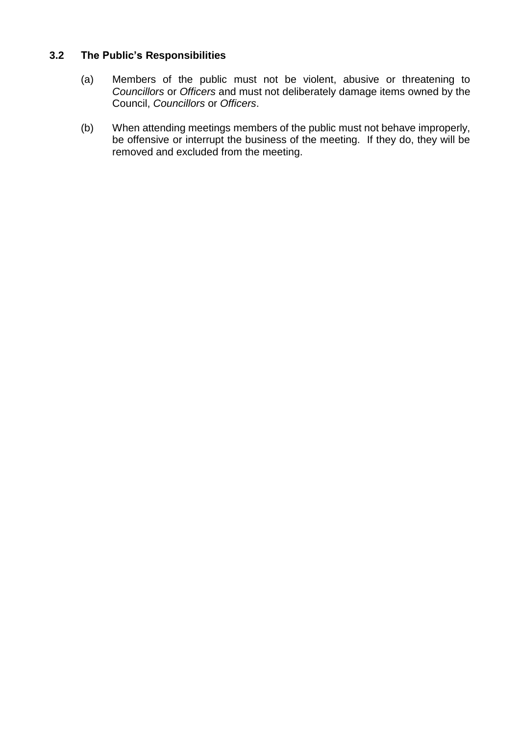### 3.2 The Public's Responsibilities

(a) Members of the public must not be violent, abusive or threatening to *Councillors* or *Officers* and must not deliberately damage items owned by the Council, *Councillors* or *Officers*.

(b) When attending meetings members of the public must not behave improperly, be offensive or interrupt the business of the meeting. If they do, they will be removed and excluded from the meeting.